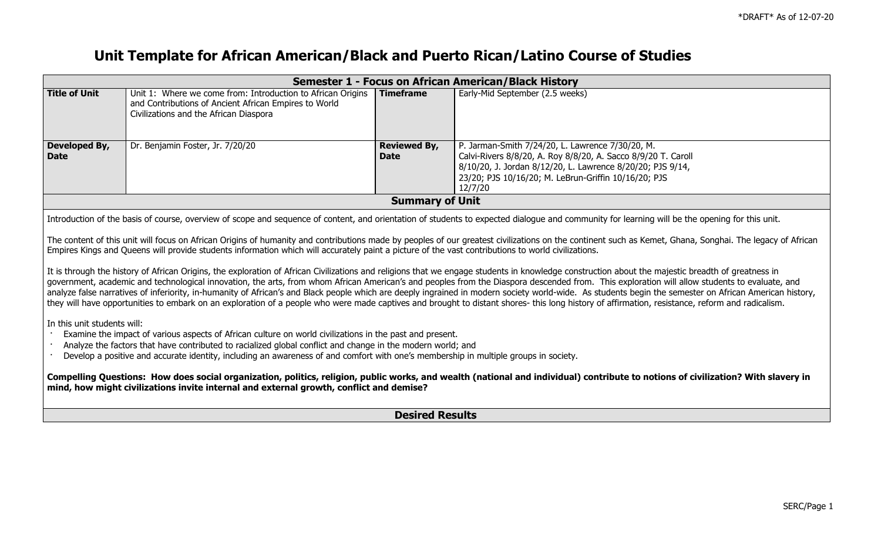*DRAFT* As of 12-07-20

# Unit Template for African American/Black and Puerto Rican/Latino Course of Studies

| Semester 1 - Focus on African American/Black History | | | |
|---|---|---|---|
| **Title of Unit** | Unit 1: Where we come from: Introduction to African Origins and Contributions of Ancient African Empires to World Civilizations and the African Diaspora | **Timeframe** | Early-Mid September (2.5 weeks) |
| **Developed By, Date** | Dr. Benjamin Foster, Jr. 7/20/20 | **Reviewed By, Date** | P. Jarman-Smith 7/24/20, L. Lawrence 7/30/20, M. Calvi-Rivers 8/8/20, A. Roy 8/8/20, A. Sacco 8/9/20 T. Caroll 8/10/20, J. Jordan 8/12/20, L. Lawrence 8/20/20; PJS 9/14, 23/20; PJS 10/16/20; M. LeBrun-Griffin 10/16/20; PJS 12/7/20 |

## Summary of Unit

Introduction of the basis of course, overview of scope and sequence of content, and orientation of students to expected dialogue and community for learning will be the opening for this unit.

The content of this unit will focus on African Origins of humanity and contributions made by peoples of our greatest civilizations on the continent such as Kemet, Ghana, Songhai. The legacy of African Empires Kings and Queens will provide students information which will accurately paint a picture of the vast contributions to world civilizations.

It is through the history of African Origins, the exploration of African Civilizations and religions that we engage students in knowledge construction about the majestic breadth of greatness in government, academic and technological innovation, the arts, from whom African American's and peoples from the Diaspora descended from. This exploration will allow students to evaluate, and analyze false narratives of inferiority, in-humanity of African's and Black people which are deeply ingrained in modern society world-wide. As students begin the semester on African American history, they will have opportunities to embark on an exploration of a people who were made captives and brought to distant shores- this long history of affirmation, resistance, reform and radicalism.

In this unit students will:

- Examine the impact of various aspects of African culture on world civilizations in the past and present.
- Analyze the factors that have contributed to racialized global conflict and change in the modern world; and
- Develop a positive and accurate identity, including an awareness of and comfort with one's membership in multiple groups in society.

**Compelling Questions: How does social organization, politics, religion, public works, and wealth (national and individual) contribute to notions of civilization? With slavery in mind, how might civilizations invite internal and external growth, conflict and demise?**

## Desired Results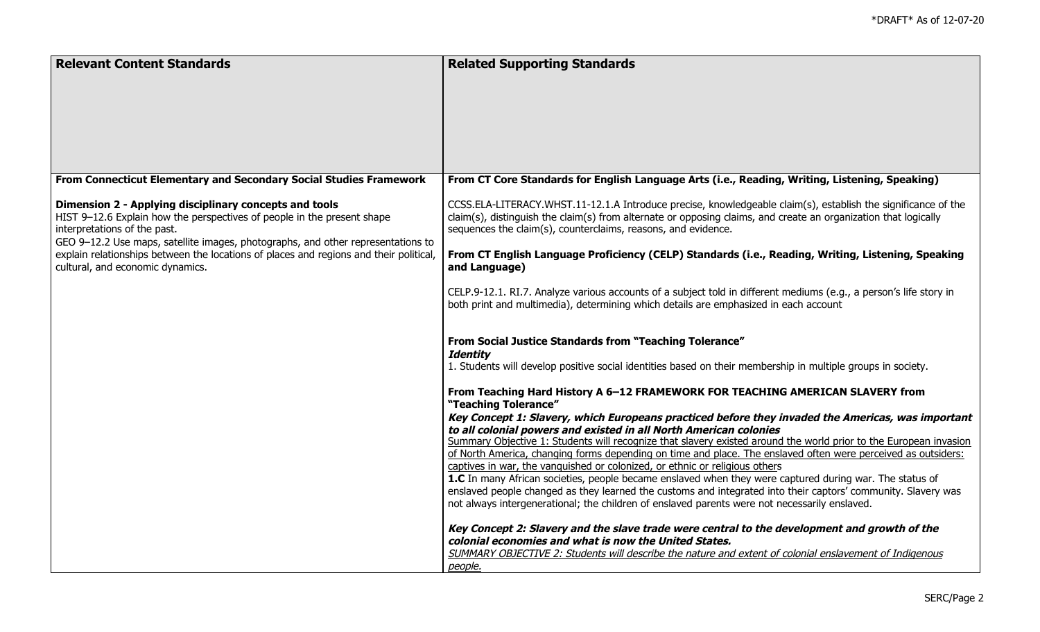| Relevant Content Standards | Related Supporting Standards |
| --- | --- |
| **From Connecticut Elementary and Secondary Social Studies Framework**<br><br>**Dimension 2 - Applying disciplinary concepts and tools**<br>HIST 9–12.6 Explain how the perspectives of people in the present shape interpretations of the past.<br>GEO 9–12.2 Use maps, satellite images, photographs, and other representations to explain relationships between the locations of places and regions and their political, cultural, and economic dynamics. | **From CT Core Standards for English Language Arts (i.e., Reading, Writing, Listening, Speaking)**<br><br>CCSS.ELA-LITERACY.WHST.11-12.1.A Introduce precise, knowledgeable claim(s), establish the significance of the claim(s), distinguish the claim(s) from alternate or opposing claims, and create an organization that logically sequences the claim(s), counterclaims, reasons, and evidence.<br><br>**From CT English Language Proficiency (CELP) Standards (i.e., Reading, Writing, Listening, Speaking and Language)**<br><br>CELP.9-12.1. RI.7. Analyze various accounts of a subject told in different mediums (e.g., a person's life story in both print and multimedia), determining which details are emphasized in each account<br><br>**From Social Justice Standards from "Teaching Tolerance"**<br>***Identity***<br>1. Students will develop positive social identities based on their membership in multiple groups in society.<br><br>**From Teaching Hard History A 6–12 FRAMEWORK FOR TEACHING AMERICAN SLAVERY from "Teaching Tolerance"**<br>***Key Concept 1: Slavery, which Europeans practiced before they invaded the Americas, was important to all colonial powers and existed in all North American colonies***<br>Summary Objective 1: Students will recognize that slavery existed around the world prior to the European invasion of North America, changing forms depending on time and place. The enslaved often were perceived as outsiders: captives in war, the vanquished or colonized, or ethnic or religious others<br>**1.C** In many African societies, people became enslaved when they were captured during war. The status of enslaved people changed as they learned the customs and integrated into their captors' community. Slavery was not always intergenerational; the children of enslaved parents were not necessarily enslaved.<br><br>***Key Concept 2: Slavery and the slave trade were central to the development and growth of the colonial economies and what is now the United States.***<br>*SUMMARY OBJECTIVE 2: Students will describe the nature and extent of colonial enslavement of Indigenous people.* |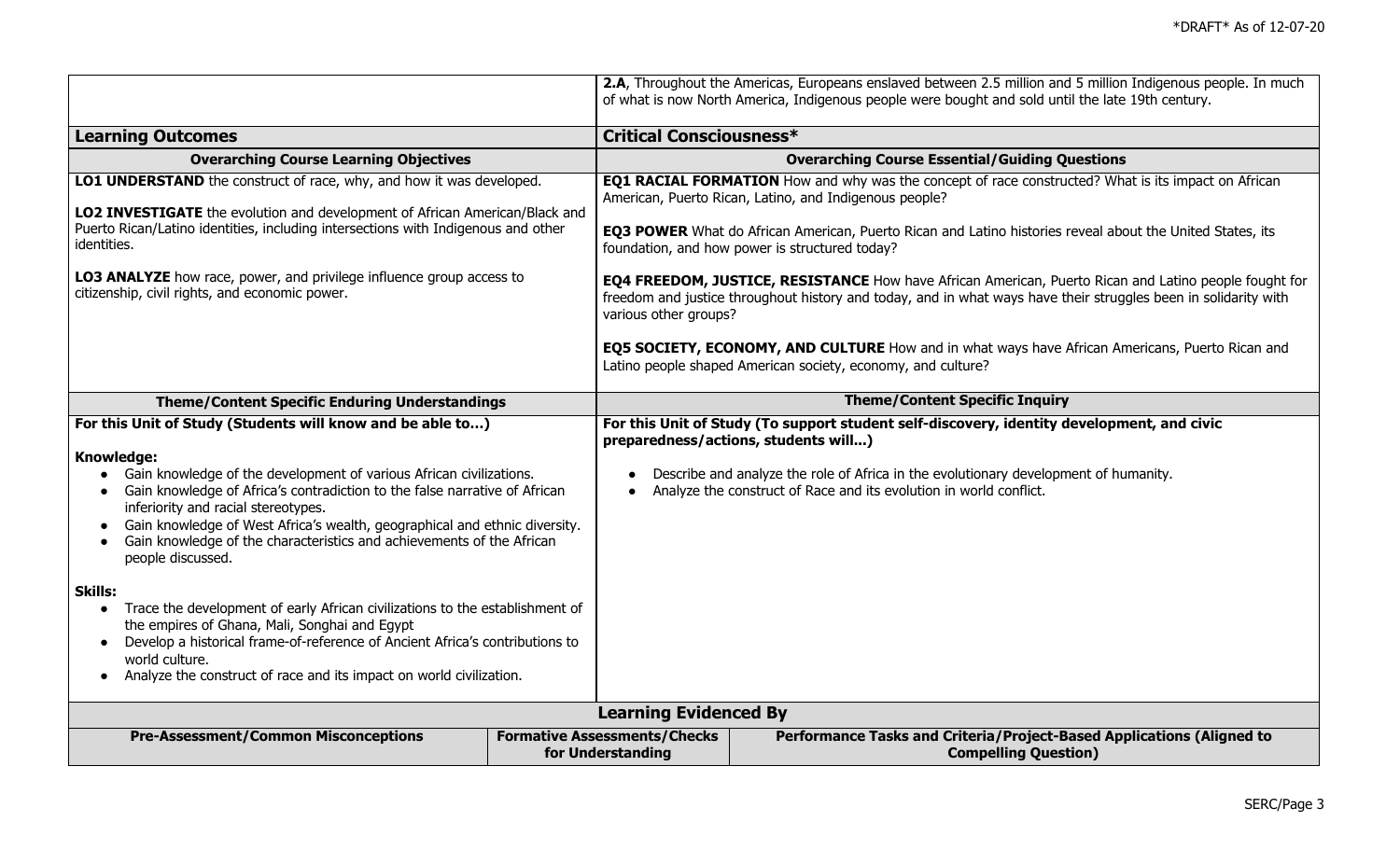| | 2.A, Throughout the Americas, Europeans enslaved between 2.5 million and 5 million Indigenous people. In much of what is now North America, Indigenous people were bought and sold until the late 19th century. |
|---|---|
| **Learning Outcomes** | **Critical Consciousness*** |
| **Overarching Course Learning Objectives** | **Overarching Course Essential/Guiding Questions** |
| **LO1 UNDERSTAND** the construct of race, why, and how it was developed.<br><br>**LO2 INVESTIGATE** the evolution and development of African American/Black and Puerto Rican/Latino identities, including intersections with Indigenous and other identities.<br><br>**LO3 ANALYZE** how race, power, and privilege influence group access to citizenship, civil rights, and economic power. | **EQ1 RACIAL FORMATION** How and why was the concept of race constructed? What is its impact on African American, Puerto Rican, Latino, and Indigenous people?<br><br>**EQ3 POWER** What do African American, Puerto Rican and Latino histories reveal about the United States, its foundation, and how power is structured today?<br><br>**EQ4 FREEDOM, JUSTICE, RESISTANCE** How have African American, Puerto Rican and Latino people fought for freedom and justice throughout history and today, and in what ways have their struggles been in solidarity with various other groups?<br><br>**EQ5 SOCIETY, ECONOMY, AND CULTURE** How and in what ways have African Americans, Puerto Rican and Latino people shaped American society, economy, and culture? |
| **Theme/Content Specific Enduring Understandings** | **Theme/Content Specific Inquiry** |
| **For this Unit of Study (Students will know and be able to…)**<br><br>**Knowledge:**<br>• Gain knowledge of the development of various African civilizations.<br>• Gain knowledge of Africa's contradiction to the false narrative of African inferiority and racial stereotypes.<br>• Gain knowledge of West Africa's wealth, geographical and ethnic diversity.<br>• Gain knowledge of the characteristics and achievements of the African people discussed.<br><br>**Skills:**<br>• Trace the development of early African civilizations to the establishment of the empires of Ghana, Mali, Songhai and Egypt<br>• Develop a historical frame-of-reference of Ancient Africa's contributions to world culture.<br>• Analyze the construct of race and its impact on world civilization. | **For this Unit of Study (To support student self-discovery, identity development, and civic preparedness/actions, students will…)**<br><br>• Describe and analyze the role of Africa in the evolutionary development of humanity.<br>• Analyze the construct of Race and its evolution in world conflict. |

**Learning Evidenced By**

| Pre-Assessment/Common Misconceptions | Formative Assessments/Checks for Understanding | Performance Tasks and Criteria/Project-Based Applications (Aligned to Compelling Question) |
|---|---|---|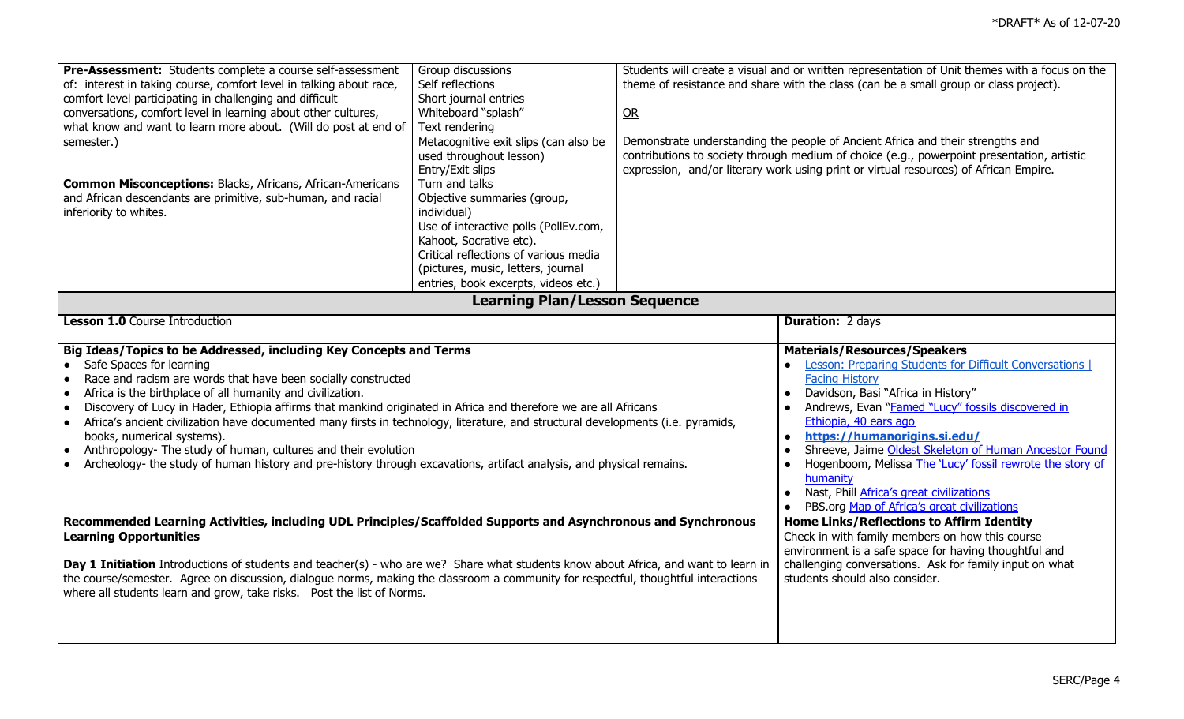| | | |
|---|---|---|
| **Pre-Assessment:** Students complete a course self-assessment of: interest in taking course, comfort level in talking about race, comfort level participating in challenging and difficult conversations, comfort level in learning about other cultures, what know and want to learn more about. (Will do post at end of semester.)<br><br>**Common Misconceptions:** Blacks, Africans, African-Americans and African descendants are primitive, sub-human, and racial inferiority to whites. | Group discussions<br>Self reflections<br>Short journal entries<br>Whiteboard "splash"<br>Text rendering<br>Metacognitive exit slips (can also be used throughout lesson)<br>Entry/Exit slips<br>Turn and talks<br>Objective summaries (group, individual)<br>Use of interactive polls (PollEv.com, Kahoot, Socrative etc).<br>Critical reflections of various media (pictures, music, letters, journal entries, book excerpts, videos etc.) | Students will create a visual and or written representation of Unit themes with a focus on the theme of resistance and share with the class (can be a small group or class project).<br><br>OR<br><br>Demonstrate understanding the people of Ancient Africa and their strengths and contributions to society through medium of choice (e.g., powerpoint presentation, artistic expression, and/or literary work using print or virtual resources) of African Empire. |

## Learning Plan/Lesson Sequence

| | |
|---|---|
| **Lesson 1.0** Course Introduction | **Duration:** 2 days |
| **Big Ideas/Topics to be Addressed, including Key Concepts and Terms**<br>• Safe Spaces for learning<br>• Race and racism are words that have been socially constructed<br>• Africa is the birthplace of all humanity and civilization.<br>• Discovery of Lucy in Hader, Ethiopia affirms that mankind originated in Africa and therefore we are all Africans<br>• Africa's ancient civilization have documented many firsts in technology, literature, and structural developments (i.e. pyramids, books, numerical systems).<br>• Anthropology- The study of human, cultures and their evolution<br>• Archeology- the study of human history and pre-history through excavations, artifact analysis, and physical remains. | **Materials/Resources/Speakers**<br>• Lesson: Preparing Students for Difficult Conversations \| Facing History<br>• Davidson, Basi "Africa in History"<br>• Andrews, Evan "Famed "Lucy" fossils discovered in Ethiopia, 40 ears ago<br>• **https://humanorigins.si.edu/**<br>• Shreeve, Jaime Oldest Skeleton of Human Ancestor Found<br>• Hogenboom, Melissa The 'Lucy' fossil rewrote the story of humanity<br>• Nast, Phill Africa's great civilizations<br>• PBS.org Map of Africa's great civilizations |
| **Recommended Learning Activities, including UDL Principles/Scaffolded Supports and Asynchronous and Synchronous Learning Opportunities**<br><br>**Day 1 Initiation** Introductions of students and teacher(s) - who are we? Share what students know about Africa, and want to learn in the course/semester. Agree on discussion, dialogue norms, making the classroom a community for respectful, thoughtful interactions where all students learn and grow, take risks. Post the list of Norms. | **Home Links/Reflections to Affirm Identity**<br>Check in with family members on how this course environment is a safe space for having thoughtful and challenging conversations. Ask for family input on what students should also consider. |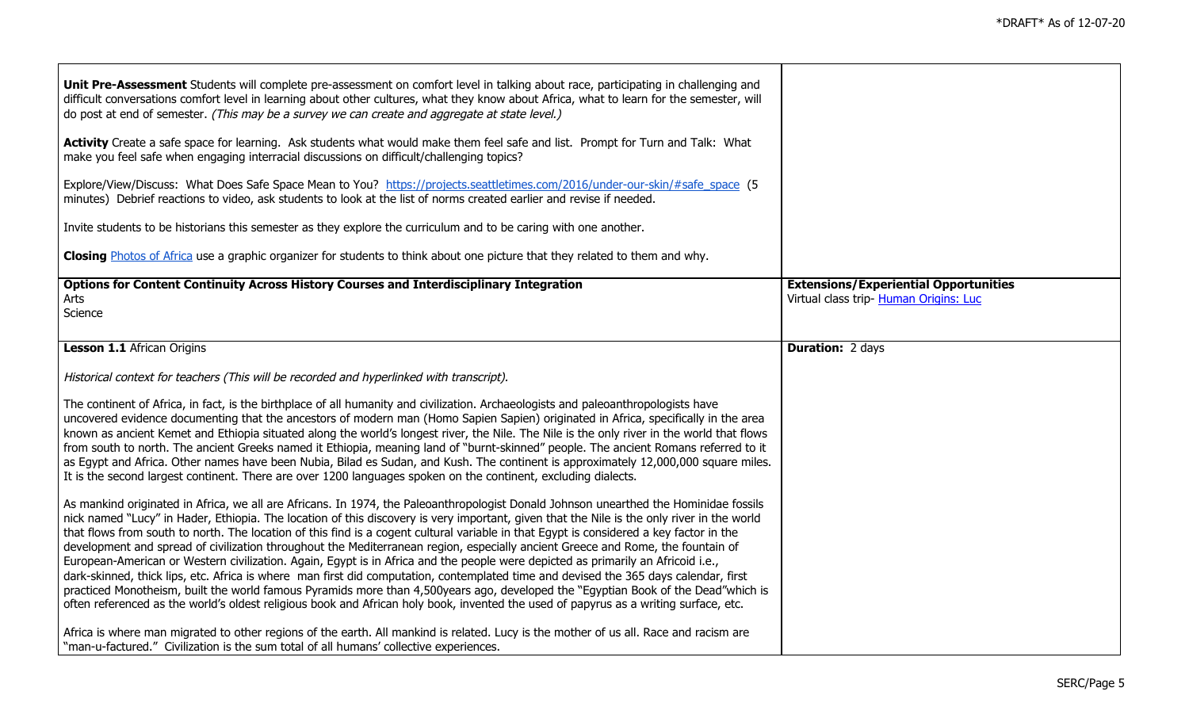| | |
|---|---|
| **Unit Pre-Assessment** Students will complete pre-assessment on comfort level in talking about race, participating in challenging and difficult conversations comfort level in learning about other cultures, what they know about Africa, what to learn for the semester, will do post at end of semester. *(This may be a survey we can create and aggregate at state level.)*<br><br>**Activity** Create a safe space for learning. Ask students what would make them feel safe and list. Prompt for Turn and Talk: What make you feel safe when engaging interracial discussions on difficult/challenging topics?<br><br>Explore/View/Discuss: What Does Safe Space Mean to You? https://projects.seattletimes.com/2016/under-our-skin/#safe_space (5 minutes) Debrief reactions to video, ask students to look at the list of norms created earlier and revise if needed.<br><br>Invite students to be historians this semester as they explore the curriculum and to be caring with one another.<br><br>**Closing** Photos of Africa use a graphic organizer for students to think about one picture that they related to them and why. | |
| **Options for Content Continuity Across History Courses and Interdisciplinary Integration**<br>Arts<br>Science | **Extensions/Experiential Opportunities**<br>Virtual class trip- Human Origins: Luc |
| **Lesson 1.1** African Origins<br><br>*Historical context for teachers (This will be recorded and hyperlinked with transcript).*<br><br>The continent of Africa, in fact, is the birthplace of all humanity and civilization. Archaeologists and paleoanthropologists have uncovered evidence documenting that the ancestors of modern man (Homo Sapien Sapien) originated in Africa, specifically in the area known as ancient Kemet and Ethiopia situated along the world's longest river, the Nile. The Nile is the only river in the world that flows from south to north. The ancient Greeks named it Ethiopia, meaning land of "burnt-skinned" people. The ancient Romans referred to it as Egypt and Africa. Other names have been Nubia, Bilad es Sudan, and Kush. The continent is approximately 12,000,000 square miles. It is the second largest continent. There are over 1200 languages spoken on the continent, excluding dialects.<br><br>As mankind originated in Africa, we all are Africans. In 1974, the Paleoanthropologist Donald Johnson unearthed the Hominidae fossils nick named "Lucy" in Hader, Ethiopia. The location of this discovery is very important, given that the Nile is the only river in the world that flows from south to north. The location of this find is a cogent cultural variable in that Egypt is considered a key factor in the development and spread of civilization throughout the Mediterranean region, especially ancient Greece and Rome, the fountain of European-American or Western civilization. Again, Egypt is in Africa and the people were depicted as primarily an Africoid i.e., dark-skinned, thick lips, etc. Africa is where man first did computation, contemplated time and devised the 365 days calendar, first practiced Monotheism, built the world famous Pyramids more than 4,500years ago, developed the "Egyptian Book of the Dead"which is often referenced as the world's oldest religious book and African holy book, invented the used of papyrus as a writing surface, etc.<br><br>Africa is where man migrated to other regions of the earth. All mankind is related. Lucy is the mother of us all. Race and racism are "man-u-factured." Civilization is the sum total of all humans' collective experiences. | **Duration:** 2 days |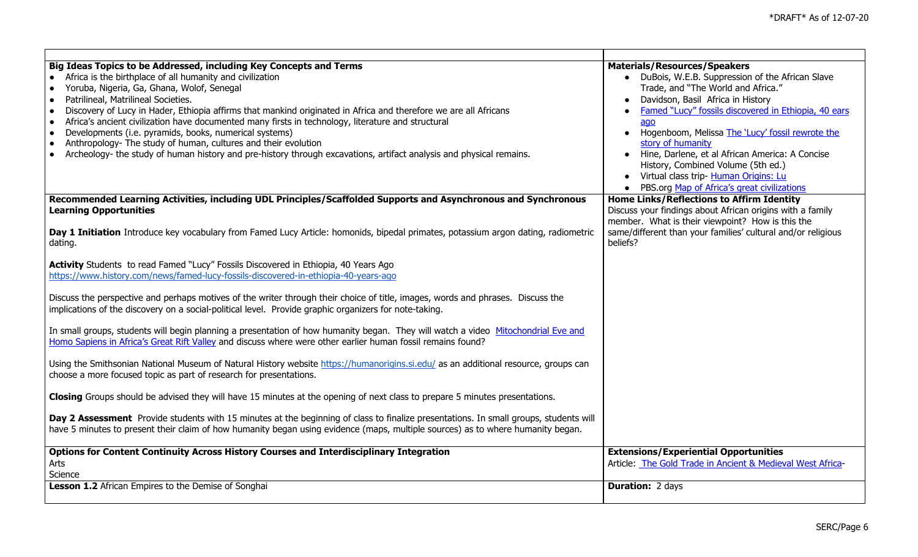| Big Ideas Topics to be Addressed, including Key Concepts and Terms | Materials/Resources/Speakers |
|---|---|
| • Africa is the birthplace of all humanity and civilization<br>• Yoruba, Nigeria, Ga, Ghana, Wolof, Senegal<br>• Patrilineal, Matrilineal Societies.<br>• Discovery of Lucy in Hader, Ethiopia affirms that mankind originated in Africa and therefore we are all Africans<br>• Africa's ancient civilization have documented many firsts in technology, literature and structural<br>• Developments (i.e. pyramids, books, numerical systems)<br>• Anthropology- The study of human, cultures and their evolution<br>• Archeology- the study of human history and pre-history through excavations, artifact analysis and physical remains. | • DuBois, W.E.B. Suppression of the African Slave Trade, and "The World and Africa."<br>• Davidson, Basil Africa in History<br>• Famed "Lucy" fossils discovered in Ethiopia, 40 ears ago<br>• Hogenboom, Melissa The 'Lucy' fossil rewrote the story of humanity<br>• Hine, Darlene, et al African America: A Concise History, Combined Volume (5th ed.)<br>• Virtual class trip- Human Origins: Lu<br>• PBS.org Map of Africa's great civilizations |
| **Recommended Learning Activities, including UDL Principles/Scaffolded Supports and Asynchronous and Synchronous Learning Opportunities**<br><br>**Day 1 Initiation** Introduce key vocabulary from Famed Lucy Article: homonids, bipedal primates, potassium argon dating, radiometric dating.<br><br>**Activity** Students to read Famed "Lucy" Fossils Discovered in Ethiopia, 40 Years Ago https://www.history.com/news/famed-lucy-fossils-discovered-in-ethiopia-40-years-ago<br><br>Discuss the perspective and perhaps motives of the writer through their choice of title, images, words and phrases. Discuss the implications of the discovery on a social-political level. Provide graphic organizers for note-taking.<br><br>In small groups, students will begin planning a presentation of how humanity began. They will watch a video Mitochondrial Eve and Homo Sapiens in Africa's Great Rift Valley and discuss where were other earlier human fossil remains found?<br><br>Using the Smithsonian National Museum of Natural History website https://humanorigins.si.edu/ as an additional resource, groups can choose a more focused topic as part of research for presentations.<br><br>**Closing** Groups should be advised they will have 15 minutes at the opening of next class to prepare 5 minutes presentations.<br><br>**Day 2 Assessment** Provide students with 15 minutes at the beginning of class to finalize presentations. In small groups, students will have 5 minutes to present their claim of how humanity began using evidence (maps, multiple sources) as to where humanity began. | **Home Links/Reflections to Affirm Identity**<br>Discuss your findings about African origins with a family member. What is their viewpoint? How is this the same/different than your families' cultural and/or religious beliefs? |
| **Options for Content Continuity Across History Courses and Interdisciplinary Integration**<br>Arts<br>Science | **Extensions/Experiential Opportunities**<br>Article: The Gold Trade in Ancient & Medieval West Africa- |
| **Lesson 1.2** African Empires to the Demise of Songhai | **Duration:** 2 days |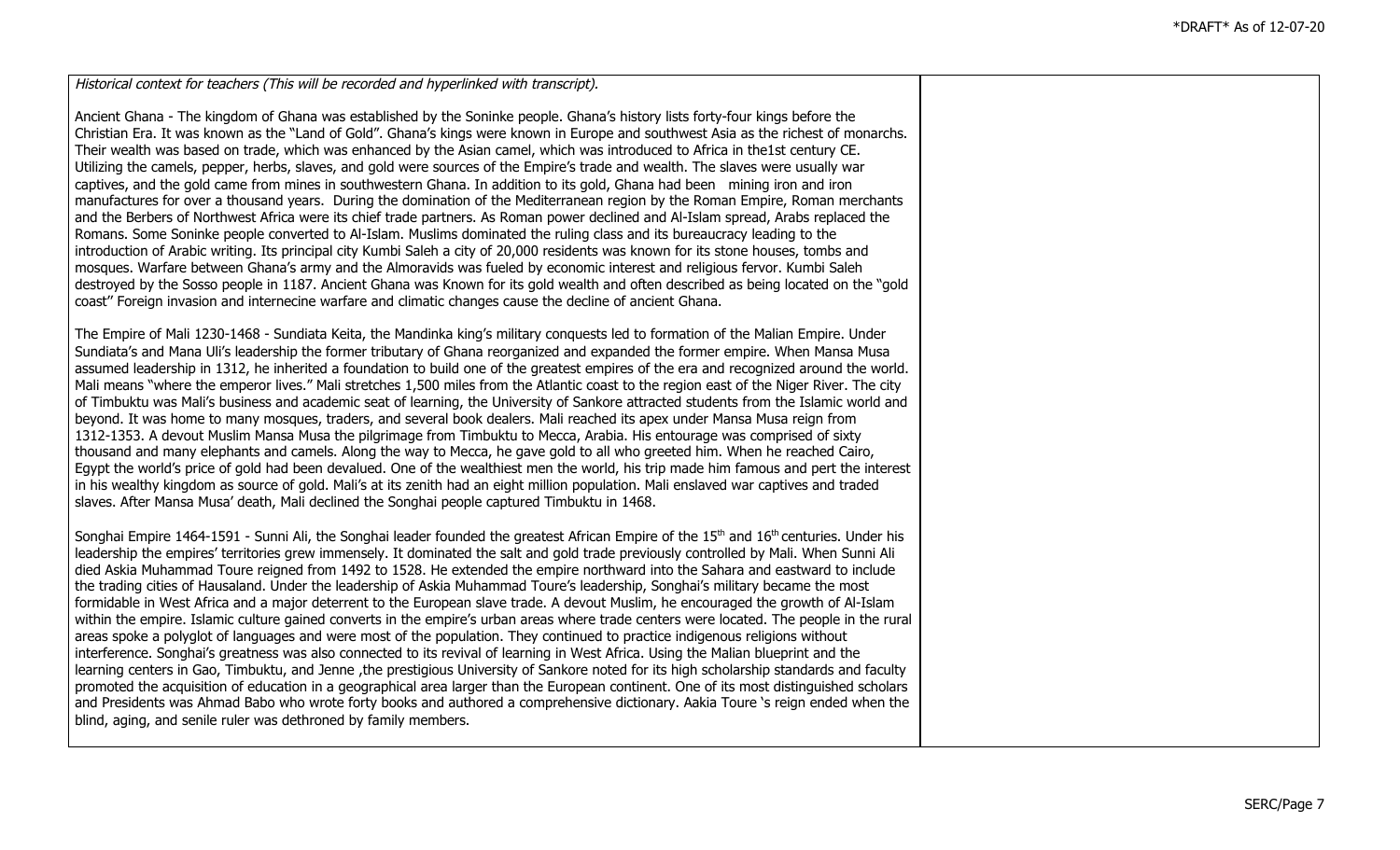*Historical context for teachers (This will be recorded and hyperlinked with transcript).*

Ancient Ghana - The kingdom of Ghana was established by the Soninke people. Ghana's history lists forty-four kings before the Christian Era. It was known as the "Land of Gold". Ghana's kings were known in Europe and southwest Asia as the richest of monarchs. Their wealth was based on trade, which was enhanced by the Asian camel, which was introduced to Africa in the1st century CE. Utilizing the camels, pepper, herbs, slaves, and gold were sources of the Empire's trade and wealth. The slaves were usually war captives, and the gold came from mines in southwestern Ghana. In addition to its gold, Ghana had been mining iron and iron manufactures for over a thousand years. During the domination of the Mediterranean region by the Roman Empire, Roman merchants and the Berbers of Northwest Africa were its chief trade partners. As Roman power declined and Al-Islam spread, Arabs replaced the Romans. Some Soninke people converted to Al-Islam. Muslims dominated the ruling class and its bureaucracy leading to the introduction of Arabic writing. Its principal city Kumbi Saleh a city of 20,000 residents was known for its stone houses, tombs and mosques. Warfare between Ghana's army and the Almoravids was fueled by economic interest and religious fervor. Kumbi Saleh destroyed by the Sosso people in 1187. Ancient Ghana was Known for its gold wealth and often described as being located on the "gold coast" Foreign invasion and internecine warfare and climatic changes cause the decline of ancient Ghana.

The Empire of Mali 1230-1468 - Sundiata Keita, the Mandinka king's military conquests led to formation of the Malian Empire. Under Sundiata's and Mana Uli's leadership the former tributary of Ghana reorganized and expanded the former empire. When Mansa Musa assumed leadership in 1312, he inherited a foundation to build one of the greatest empires of the era and recognized around the world. Mali means "where the emperor lives." Mali stretches 1,500 miles from the Atlantic coast to the region east of the Niger River. The city of Timbuktu was Mali's business and academic seat of learning, the University of Sankore attracted students from the Islamic world and beyond. It was home to many mosques, traders, and several book dealers. Mali reached its apex under Mansa Musa reign from 1312-1353. A devout Muslim Mansa Musa the pilgrimage from Timbuktu to Mecca, Arabia. His entourage was comprised of sixty thousand and many elephants and camels. Along the way to Mecca, he gave gold to all who greeted him. When he reached Cairo, Egypt the world's price of gold had been devalued. One of the wealthiest men the world, his trip made him famous and pert the interest in his wealthy kingdom as source of gold. Mali's at its zenith had an eight million population. Mali enslaved war captives and traded slaves. After Mansa Musa' death, Mali declined the Songhai people captured Timbuktu in 1468.

Songhai Empire 1464-1591 - Sunni Ali, the Songhai leader founded the greatest African Empire of the 15th and 16th centuries. Under his leadership the empires' territories grew immensely. It dominated the salt and gold trade previously controlled by Mali. When Sunni Ali died Askia Muhammad Toure reigned from 1492 to 1528. He extended the empire northward into the Sahara and eastward to include the trading cities of Hausaland. Under the leadership of Askia Muhammad Toure's leadership, Songhai's military became the most formidable in West Africa and a major deterrent to the European slave trade. A devout Muslim, he encouraged the growth of Al-Islam within the empire. Islamic culture gained converts in the empire's urban areas where trade centers were located. The people in the rural areas spoke a polyglot of languages and were most of the population. They continued to practice indigenous religions without interference. Songhai's greatness was also connected to its revival of learning in West Africa. Using the Malian blueprint and the learning centers in Gao, Timbuktu, and Jenne ,the prestigious University of Sankore noted for its high scholarship standards and faculty promoted the acquisition of education in a geographical area larger than the European continent. One of its most distinguished scholars and Presidents was Ahmad Babo who wrote forty books and authored a comprehensive dictionary. Aakia Toure 's reign ended when the blind, aging, and senile ruler was dethroned by family members.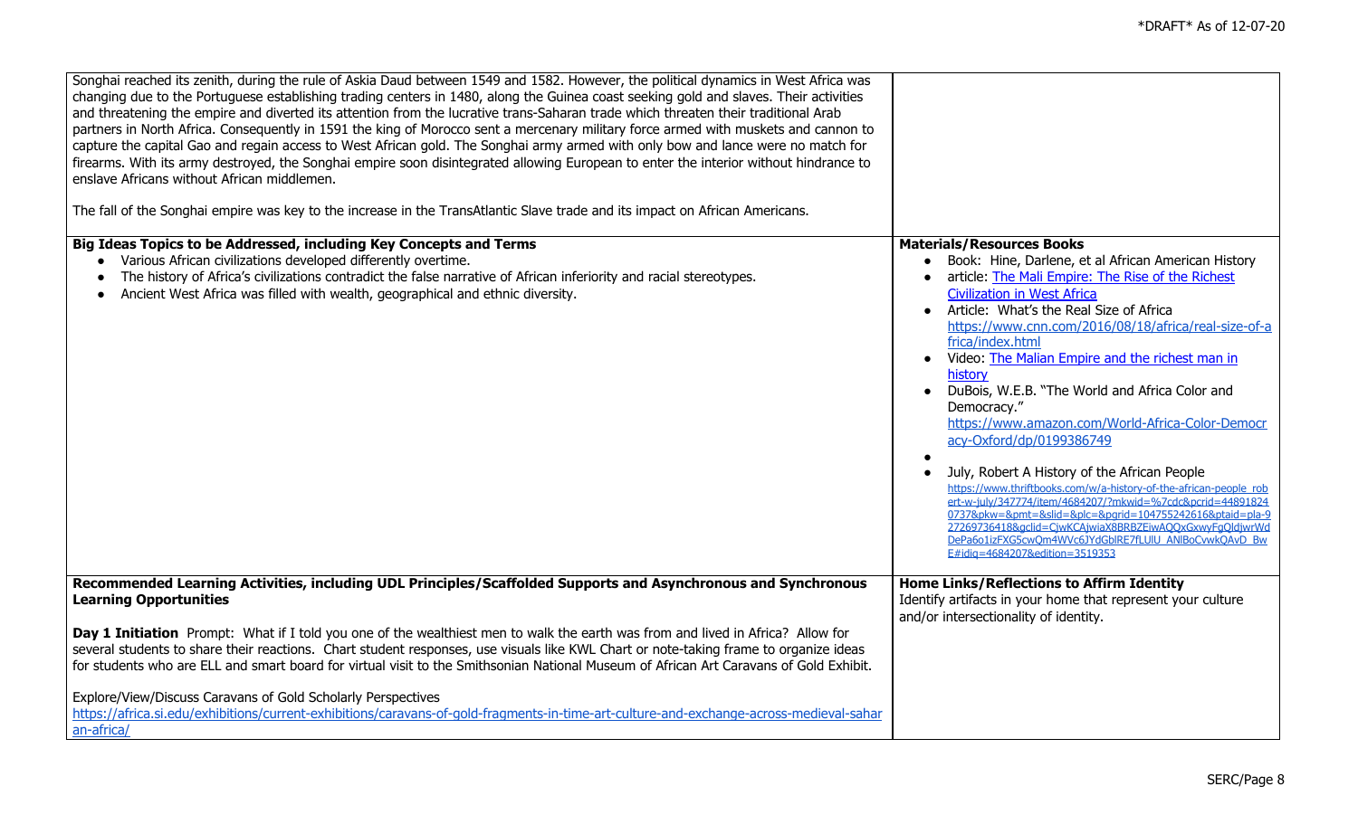| | |
|---|---|
| Songhai reached its zenith, during the rule of Askia Daud between 1549 and 1582. However, the political dynamics in West Africa was changing due to the Portuguese establishing trading centers in 1480, along the Guinea coast seeking gold and slaves. Their activities and threatening the empire and diverted its attention from the lucrative trans-Saharan trade which threaten their traditional Arab partners in North Africa. Consequently in 1591 the king of Morocco sent a mercenary military force armed with muskets and cannon to capture the capital Gao and regain access to West African gold. The Songhai army armed with only bow and lance were no match for firearms. With its army destroyed, the Songhai empire soon disintegrated allowing European to enter the interior without hindrance to enslave Africans without African middlemen.<br><br>The fall of the Songhai empire was key to the increase in the TransAtlantic Slave trade and its impact on African Americans. | |
| **Big Ideas Topics to be Addressed, including Key Concepts and Terms**<br>• Various African civilizations developed differently overtime.<br>• The history of Africa's civilizations contradict the false narrative of African inferiority and racial stereotypes.<br>• Ancient West Africa was filled with wealth, geographical and ethnic diversity. | **Materials/Resources Books**<br>• Book: Hine, Darlene, et al African American History<br>• article: The Mali Empire: The Rise of the Richest Civilization in West Africa<br>• Article: What's the Real Size of Africa https://www.cnn.com/2016/08/18/africa/real-size-of-africa/index.html<br>• Video: The Malian Empire and the richest man in history<br>• DuBois, W.E.B. "The World and Africa Color and Democracy." https://www.amazon.com/World-Africa-Color-Democracy-Oxford/dp/0199386749<br>•<br>• July, Robert A History of the African People https://www.thriftbooks.com/w/a-history-of-the-african-people_robert-w-july/347774/item/4684207/?mkwid=%7cdc&pcrid=448918240737&pkw=&pmt=&slid=&plc=&pgrid=104755242616&ptaid=pla-927269736418&gclid=CjwKCAjwiaX8BRBZEiwAQQxGxwyFgQldjwrWdDePa6o1izFXG5cwQm4WVc6JYdGblRE7fLUlU_ANlBoCvwkQAvD_BwE#idiq=4684207&edition=3519353 |
| **Recommended Learning Activities, including UDL Principles/Scaffolded Supports and Asynchronous and Synchronous Learning Opportunities**<br><br>**Day 1 Initiation** Prompt: What if I told you one of the wealthiest men to walk the earth was from and lived in Africa? Allow for several students to share their reactions. Chart student responses, use visuals like KWL Chart or note-taking frame to organize ideas for students who are ELL and smart board for virtual visit to the Smithsonian National Museum of African Art Caravans of Gold Exhibit.<br><br>Explore/View/Discuss Caravans of Gold Scholarly Perspectives<br>https://africa.si.edu/exhibitions/current-exhibitions/caravans-of-gold-fragments-in-time-art-culture-and-exchange-across-medieval-saharan-africa/ | **Home Links/Reflections to Affirm Identity**<br>Identify artifacts in your home that represent your culture and/or intersectionality of identity. |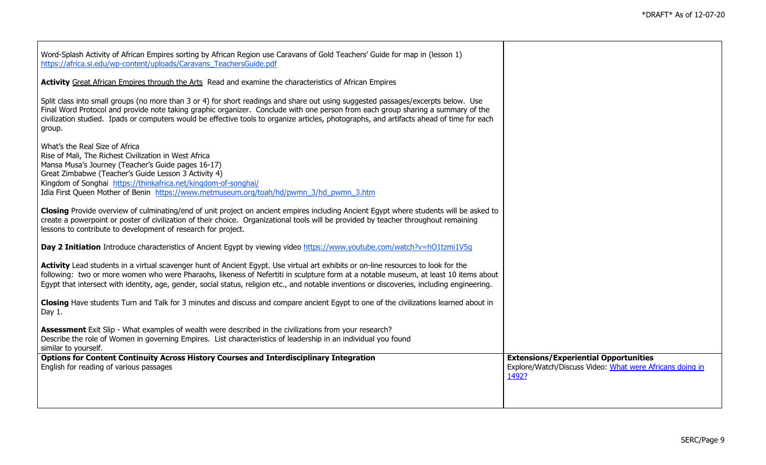| | |
|---|---|
| Word-Splash Activity of African Empires sorting by African Region use Caravans of Gold Teachers' Guide for map in (lesson 1) https://africa.si.edu/wp-content/uploads/Caravans_TeachersGuide.pdf<br><br>**Activity** Great African Empires through the Arts Read and examine the characteristics of African Empires<br><br>Split class into small groups (no more than 3 or 4) for short readings and share out using suggested passages/excerpts below. Use Final Word Protocol and provide note taking graphic organizer. Conclude with one person from each group sharing a summary of the civilization studied. Ipads or computers would be effective tools to organize articles, photographs, and artifacts ahead of time for each group.<br><br>What's the Real Size of Africa<br>Rise of Mali, The Richest Civilization in West Africa<br>Mansa Musa's Journey (Teacher's Guide pages 16-17)<br>Great Zimbabwe (Teacher's Guide Lesson 3 Activity 4)<br>Kingdom of Songhai https://thinkafrica.net/kingdom-of-songhai/<br>Idia First Queen Mother of Benin https://www.metmuseum.org/toah/hd/pwmn_3/hd_pwmn_3.htm<br><br>**Closing** Provide overview of culminating/end of unit project on ancient empires including Ancient Egypt where students will be asked to create a powerpoint or poster of civilization of their choice. Organizational tools will be provided by teacher throughout remaining lessons to contribute to development of research for project.<br><br>**Day 2 Initiation** Introduce characteristics of Ancient Egypt by viewing video https://www.youtube.com/watch?v=hO1tzmi1V5g<br><br>**Activity** Lead students in a virtual scavenger hunt of Ancient Egypt. Use virtual art exhibits or on-line resources to look for the following: two or more women who were Pharaohs, likeness of Nefertiti in sculpture form at a notable museum, at least 10 items about Egypt that intersect with identity, age, gender, social status, religion etc., and notable inventions or discoveries, including engineering.<br><br>**Closing** Have students Turn and Talk for 3 minutes and discuss and compare ancient Egypt to one of the civilizations learned about in Day 1.<br><br>**Assessment** Exit Slip - What examples of wealth were described in the civilizations from your research?<br>Describe the role of Women in governing Empires. List characteristics of leadership in an individual you found similar to yourself. | |
| **Options for Content Continuity Across History Courses and Interdisciplinary Integration**<br>English for reading of various passages | **Extensions/Experiential Opportunities**<br>Explore/Watch/Discuss Video: What were Africans doing in 1492? |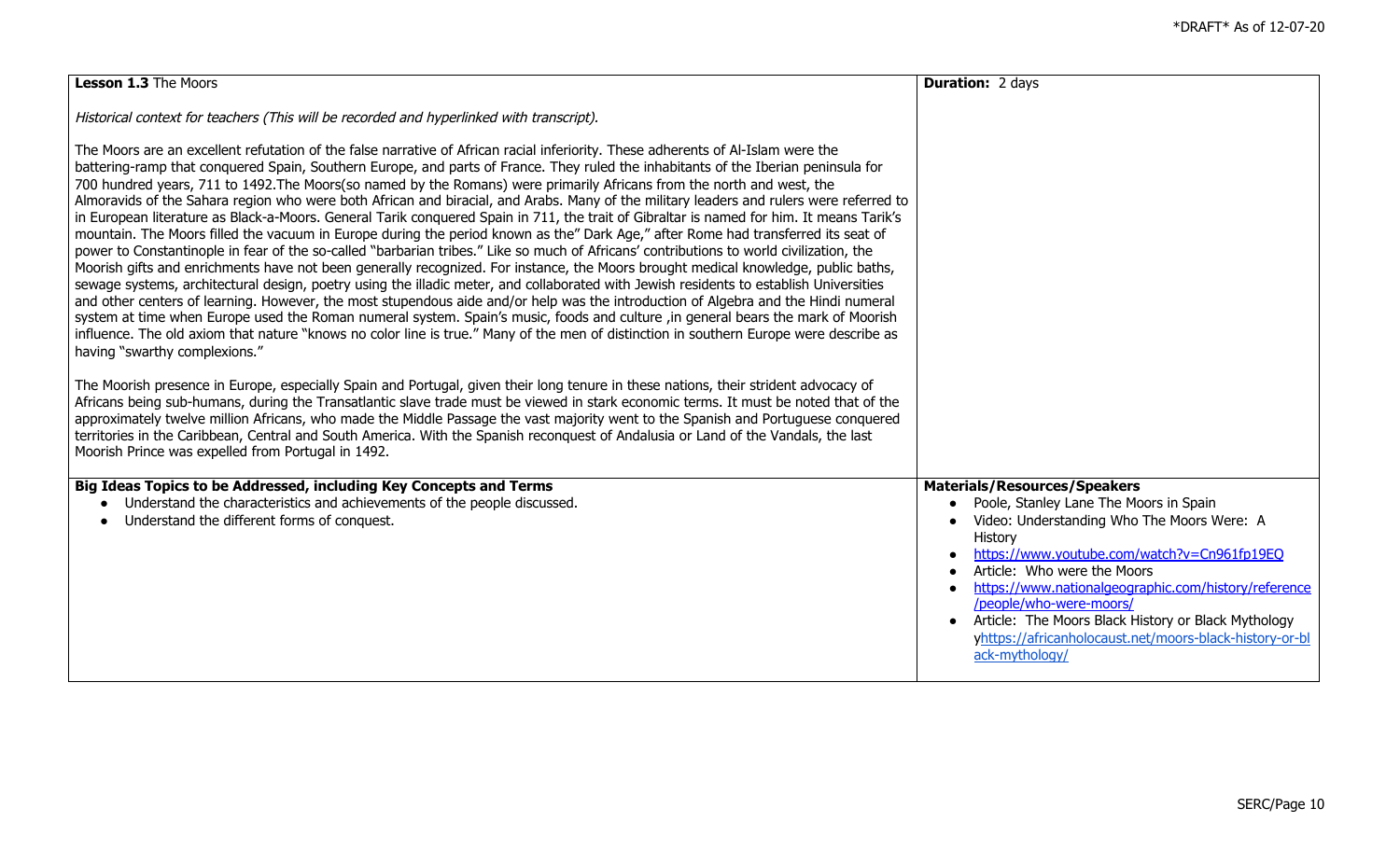| **Lesson 1.3** The Moors | **Duration:** 2 days |
|---|---|
| *Historical context for teachers (This will be recorded and hyperlinked with transcript).*<br><br>The Moors are an excellent refutation of the false narrative of African racial inferiority. These adherents of Al-Islam were the battering-ramp that conquered Spain, Southern Europe, and parts of France. They ruled the inhabitants of the Iberian peninsula for 700 hundred years, 711 to 1492.The Moors(so named by the Romans) were primarily Africans from the north and west, the Almoravids of the Sahara region who were both African and biracial, and Arabs. Many of the military leaders and rulers were referred to in European literature as Black-a-Moors. General Tarik conquered Spain in 711, the trait of Gibraltar is named for him. It means Tarik's mountain. The Moors filled the vacuum in Europe during the period known as the" Dark Age," after Rome had transferred its seat of power to Constantinople in fear of the so-called "barbarian tribes." Like so much of Africans' contributions to world civilization, the Moorish gifts and enrichments have not been generally recognized. For instance, the Moors brought medical knowledge, public baths, sewage systems, architectural design, poetry using the illadic meter, and collaborated with Jewish residents to establish Universities and other centers of learning. However, the most stupendous aide and/or help was the introduction of Algebra and the Hindi numeral system at time when Europe used the Roman numeral system. Spain's music, foods and culture ,in general bears the mark of Moorish influence. The old axiom that nature "knows no color line is true." Many of the men of distinction in southern Europe were describe as having "swarthy complexions."<br><br>The Moorish presence in Europe, especially Spain and Portugal, given their long tenure in these nations, their strident advocacy of Africans being sub-humans, during the Transatlantic slave trade must be viewed in stark economic terms. It must be noted that of the approximately twelve million Africans, who made the Middle Passage the vast majority went to the Spanish and Portuguese conquered territories in the Caribbean, Central and South America. With the Spanish reconquest of Andalusia or Land of the Vandals, the last Moorish Prince was expelled from Portugal in 1492. | |
| **Big Ideas Topics to be Addressed, including Key Concepts and Terms**<br>• Understand the characteristics and achievements of the people discussed.<br>• Understand the different forms of conquest. | **Materials/Resources/Speakers**<br>• Poole, Stanley Lane The Moors in Spain<br>• Video: Understanding Who The Moors Were: A History<br>• https://www.youtube.com/watch?v=Cn961fp19EQ<br>• Article: Who were the Moors<br>• https://www.nationalgeographic.com/history/reference/people/who-were-moors/<br>• Article: The Moors Black History or Black Mythology yhttps://africanholocaust.net/moors-black-history-or-black-mythology/ |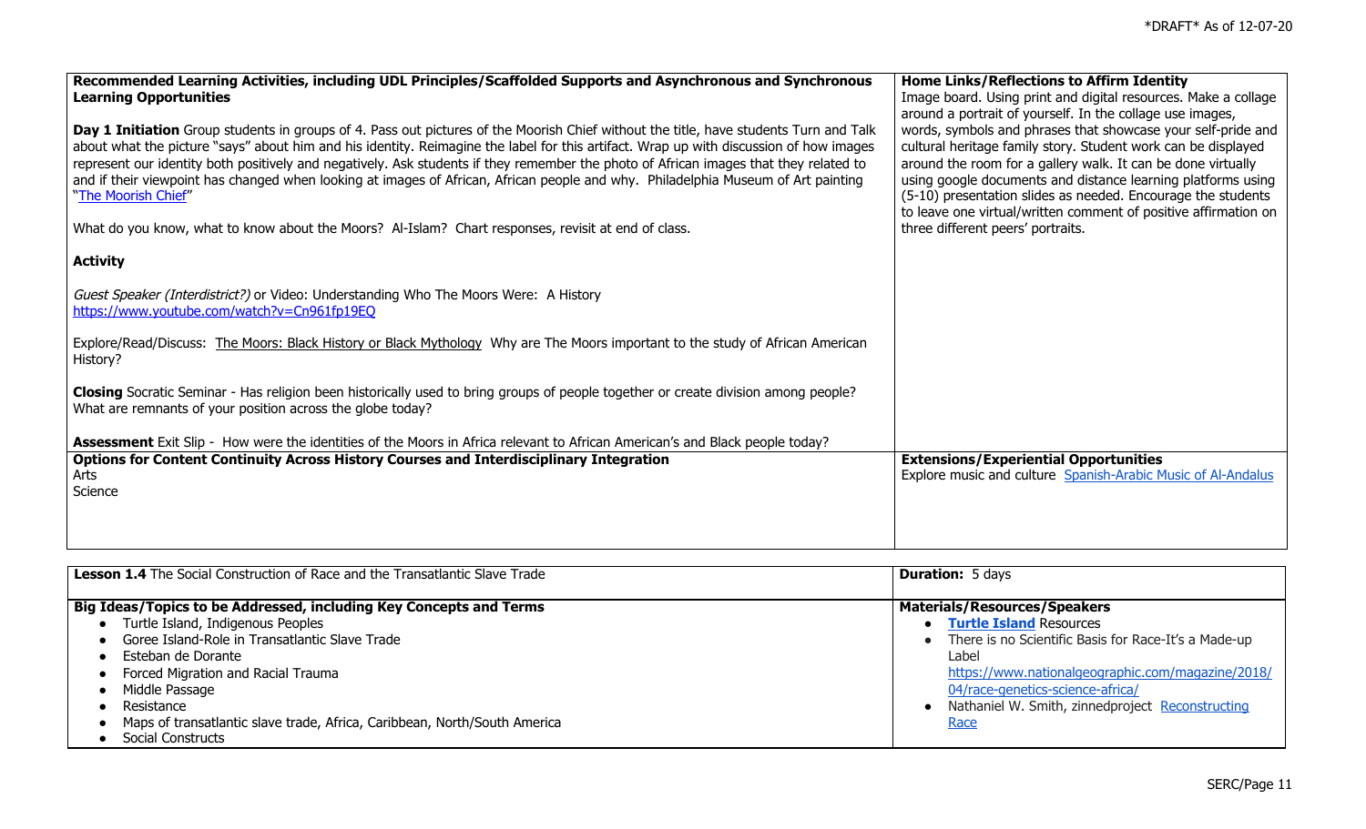| Recommended Learning Activities, including UDL Principles/Scaffolded Supports and Asynchronous and Synchronous Learning Opportunities | Home Links/Reflections to Affirm Identity |
|---|---|
| **Day 1 Initiation** Group students in groups of 4. Pass out pictures of the Moorish Chief without the title, have students Turn and Talk about what the picture "says" about him and his identity. Reimagine the label for this artifact. Wrap up with discussion of how images represent our identity both positively and negatively. Ask students if they remember the photo of African images that they related to and if their viewpoint has changed when looking at images of African, African people and why. Philadelphia Museum of Art painting "The Moorish Chief"<br><br>What do you know, what to know about the Moors? Al-Islam? Chart responses, revisit at end of class.<br><br>**Activity**<br><br>*Guest Speaker (Interdistrict?)* or Video: Understanding Who The Moors Were: A History https://www.youtube.com/watch?v=Cn961fp19EQ<br><br>Explore/Read/Discuss: The Moors: Black History or Black Mythology Why are The Moors important to the study of African American History?<br><br>**Closing** Socratic Seminar - Has religion been historically used to bring groups of people together or create division among people? What are remnants of your position across the globe today?<br><br>**Assessment** Exit Slip - How were the identities of the Moors in Africa relevant to African American's and Black people today? | Image board. Using print and digital resources. Make a collage around a portrait of yourself. In the collage use images, words, symbols and phrases that showcase your self-pride and cultural heritage family story. Student work can be displayed around the room for a gallery walk. It can be done virtually using google documents and distance learning platforms using (5-10) presentation slides as needed. Encourage the students to leave one virtual/written comment of positive affirmation on three different peers' portraits. |
| **Options for Content Continuity Across History Courses and Interdisciplinary Integration** | **Extensions/Experiential Opportunities** |
| Arts<br>Science | Explore music and culture Spanish-Arabic Music of Al-Andalus |

| **Lesson 1.4** The Social Construction of Race and the Transatlantic Slave Trade | **Duration:** 5 days |
|---|---|
| **Big Ideas/Topics to be Addressed, including Key Concepts and Terms** | **Materials/Resources/Speakers** |
| • Turtle Island, Indigenous Peoples<br>• Goree Island-Role in Transatlantic Slave Trade<br>• Esteban de Dorante<br>• Forced Migration and Racial Trauma<br>• Middle Passage<br>• Resistance<br>• Maps of transatlantic slave trade, Africa, Caribbean, North/South America<br>• Social Constructs | • **Turtle Island** Resources<br>• There is no Scientific Basis for Race-It's a Made-up Label https://www.nationalgeographic.com/magazine/2018/04/race-genetics-science-africa/<br>• Nathaniel W. Smith, zinnedproject Reconstructing Race |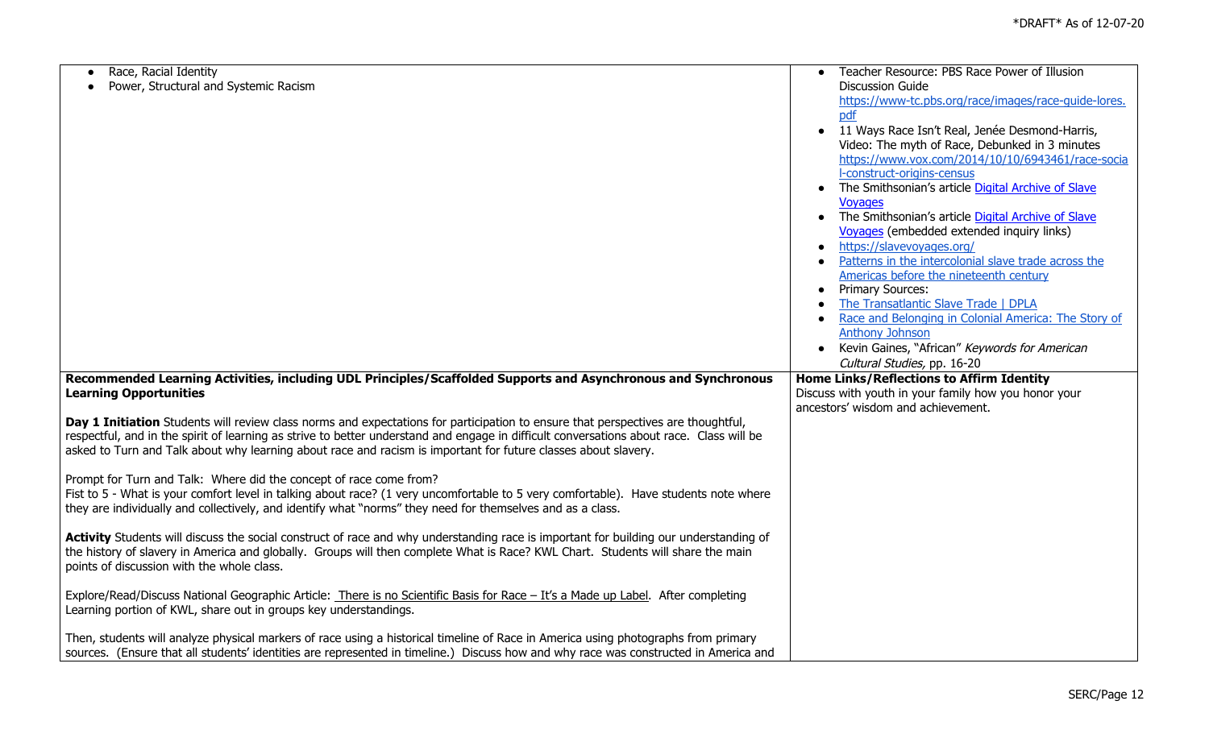| | |
|---|---|
| • Race, Racial Identity<br>• Power, Structural and Systemic Racism | • Teacher Resource: PBS Race Power of Illusion Discussion Guide https://www-tc.pbs.org/race/images/race-guide-lores.pdf<br>• 11 Ways Race Isn't Real, Jenée Desmond-Harris, Video: The myth of Race, Debunked in 3 minutes https://www.vox.com/2014/10/10/6943461/race-social-construct-origins-census<br>• The Smithsonian's article Digital Archive of Slave Voyages<br>• The Smithsonian's article Digital Archive of Slave Voyages (embedded extended inquiry links)<br>• https://slavevoyages.org/<br>• Patterns in the intercolonial slave trade across the Americas before the nineteenth century<br>• Primary Sources:<br>• The Transatlantic Slave Trade \| DPLA<br>• Race and Belonging in Colonial America: The Story of Anthony Johnson<br>• Kevin Gaines, "African" *Keywords for American Cultural Studies,* pp. 16-20 |
| **Recommended Learning Activities, including UDL Principles/Scaffolded Supports and Asynchronous and Synchronous Learning Opportunities**<br><br>**Day 1 Initiation** Students will review class norms and expectations for participation to ensure that perspectives are thoughtful, respectful, and in the spirit of learning as strive to better understand and engage in difficult conversations about race. Class will be asked to Turn and Talk about why learning about race and racism is important for future classes about slavery.<br><br>Prompt for Turn and Talk: Where did the concept of race come from?<br>Fist to 5 - What is your comfort level in talking about race? (1 very uncomfortable to 5 very comfortable). Have students note where they are individually and collectively, and identify what "norms" they need for themselves and as a class.<br><br>**Activity** Students will discuss the social construct of race and why understanding race is important for building our understanding of the history of slavery in America and globally. Groups will then complete What is Race? KWL Chart. Students will share the main points of discussion with the whole class.<br><br>Explore/Read/Discuss National Geographic Article: There is no Scientific Basis for Race – It's a Made up Label. After completing Learning portion of KWL, share out in groups key understandings.<br><br>Then, students will analyze physical markers of race using a historical timeline of Race in America using photographs from primary sources. (Ensure that all students' identities are represented in timeline.) Discuss how and why race was constructed in America and | **Home Links/Reflections to Affirm Identity**<br>Discuss with youth in your family how you honor your ancestors' wisdom and achievement. |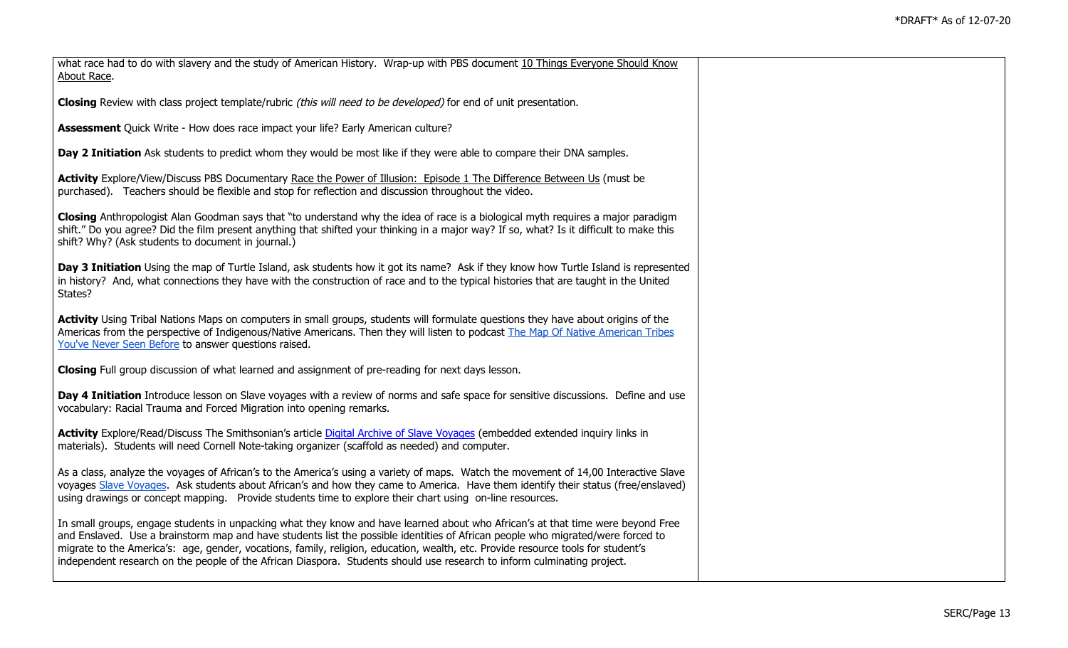| | |
|---|---|
| what race had to do with slavery and the study of American History. Wrap-up with PBS document 10 Things Everyone Should Know About Race.<br><br>**Closing** Review with class project template/rubric *(this will need to be developed)* for end of unit presentation.<br><br>**Assessment** Quick Write - How does race impact your life? Early American culture?<br><br>**Day 2 Initiation** Ask students to predict whom they would be most like if they were able to compare their DNA samples.<br><br>**Activity** Explore/View/Discuss PBS Documentary Race the Power of Illusion: Episode 1 The Difference Between Us (must be purchased). Teachers should be flexible and stop for reflection and discussion throughout the video.<br><br>**Closing** Anthropologist Alan Goodman says that "to understand why the idea of race is a biological myth requires a major paradigm shift." Do you agree? Did the film present anything that shifted your thinking in a major way? If so, what? Is it difficult to make this shift? Why? (Ask students to document in journal.)<br><br>**Day 3 Initiation** Using the map of Turtle Island, ask students how it got its name? Ask if they know how Turtle Island is represented in history? And, what connections they have with the construction of race and to the typical histories that are taught in the United States?<br><br>**Activity** Using Tribal Nations Maps on computers in small groups, students will formulate questions they have about origins of the Americas from the perspective of Indigenous/Native Americans. Then they will listen to podcast The Map Of Native American Tribes You've Never Seen Before to answer questions raised.<br><br>**Closing** Full group discussion of what learned and assignment of pre-reading for next days lesson.<br><br>**Day 4 Initiation** Introduce lesson on Slave voyages with a review of norms and safe space for sensitive discussions. Define and use vocabulary: Racial Trauma and Forced Migration into opening remarks.<br><br>**Activity** Explore/Read/Discuss The Smithsonian's article Digital Archive of Slave Voyages (embedded extended inquiry links in materials). Students will need Cornell Note-taking organizer (scaffold as needed) and computer.<br><br>As a class, analyze the voyages of African's to the America's using a variety of maps. Watch the movement of 14,00 Interactive Slave voyages Slave Voyages. Ask students about African's and how they came to America. Have them identify their status (free/enslaved) using drawings or concept mapping. Provide students time to explore their chart using on-line resources.<br><br>In small groups, engage students in unpacking what they know and have learned about who African's at that time were beyond Free and Enslaved. Use a brainstorm map and have students list the possible identities of African people who migrated/were forced to migrate to the America's: age, gender, vocations, family, religion, education, wealth, etc. Provide resource tools for student's independent research on the people of the African Diaspora. Students should use research to inform culminating project. | |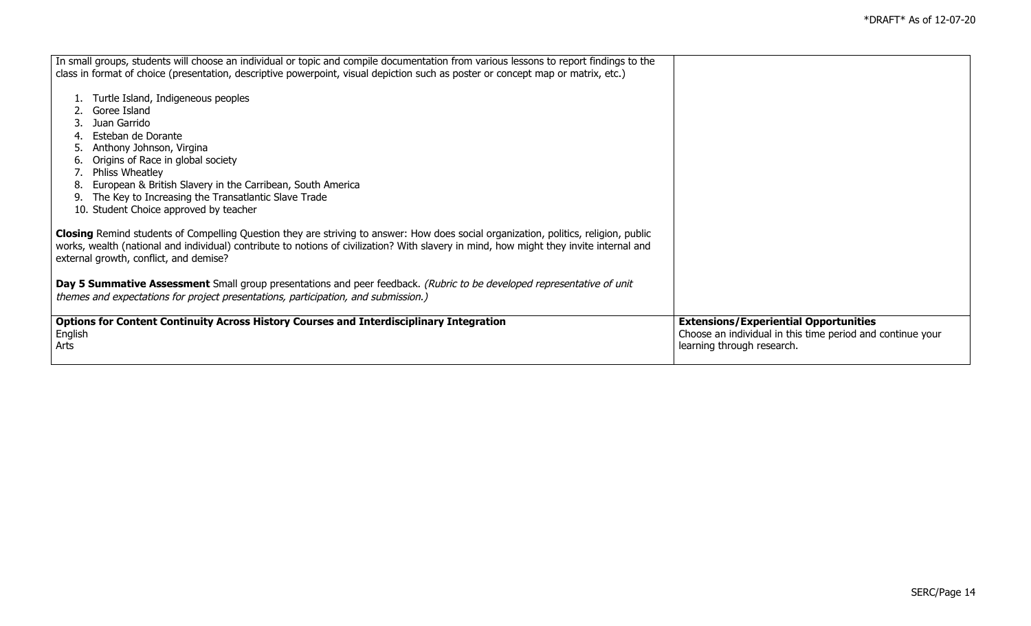In small groups, students will choose an individual or topic and compile documentation from various lessons to report findings to the class in format of choice (presentation, descriptive powerpoint, visual depiction such as poster or concept map or matrix, etc.)

1. Turtle Island, Indigeneous peoples
2. Goree Island
3. Juan Garrido
4. Esteban de Dorante
5. Anthony Johnson, Virgina
6. Origins of Race in global society
7. Phliss Wheatley
8. European & British Slavery in the Carribean, South America
9. The Key to Increasing the Transatlantic Slave Trade
10. Student Choice approved by teacher

**Closing** Remind students of Compelling Question they are striving to answer: How does social organization, politics, religion, public works, wealth (national and individual) contribute to notions of civilization? With slavery in mind, how might they invite internal and external growth, conflict, and demise?

**Day 5 Summative Assessment** Small group presentations and peer feedback. *(Rubric to be developed representative of unit themes and expectations for project presentations, participation, and submission.)*

| | |
|---|---|
| **Options for Content Continuity Across History Courses and Interdisciplinary Integration**<br>English<br>Arts | **Extensions/Experiential Opportunities**<br>Choose an individual in this time period and continue your learning through research. |